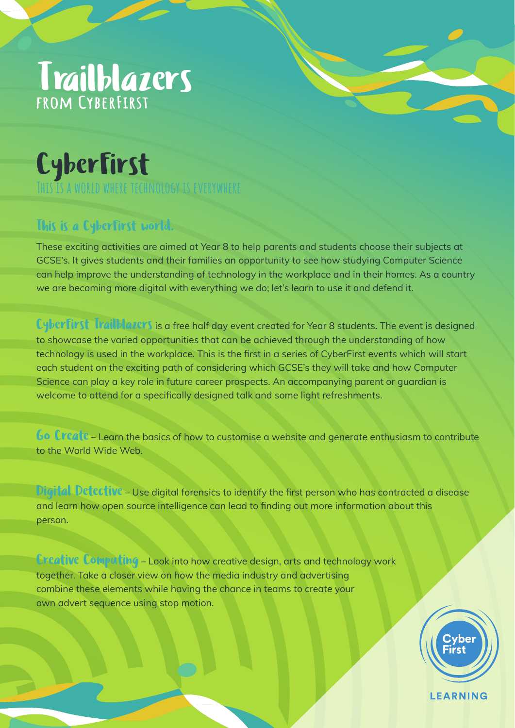# Trailblazers
## FROM CYBERFIRST

# CyberFirst

THIS IS A WORLD WHERE TECHNOLOGY IS EVERYWHERE

### This is a CyberFirst world.

These exciting activities are aimed at Year 8 to help parents and students choose their subjects at GCSE's. It gives students and their families an opportunity to see how studying Computer Science can help improve the understanding of technology in the workplace and in their homes. As a country we are becoming more digital with everything we do; let's learn to use it and defend it.

**CyberFirst Trailblazers** is a free half day event created for Year 8 students. The event is designed to showcase the varied opportunities that can be achieved through the understanding of how technology is used in the workplace. This is the first in a series of CyberFirst events which will start each student on the exciting path of considering which GCSE's they will take and how Computer Science can play a key role in future career prospects. An accompanying parent or guardian is welcome to attend for a specifically designed talk and some light refreshments.

**Go Create** – Learn the basics of how to customise a website and generate enthusiasm to contribute to the World Wide Web.

**Digital Detective** – Use digital forensics to identify the first person who has contracted a disease and learn how open source intelligence can lead to finding out more information about this person.

**Creative Computing** – Look into how creative design, arts and technology work together. Take a closer view on how the media industry and advertising combine these elements while having the chance in teams to create your own advert sequence using stop motion.

Cyber First

LEARNING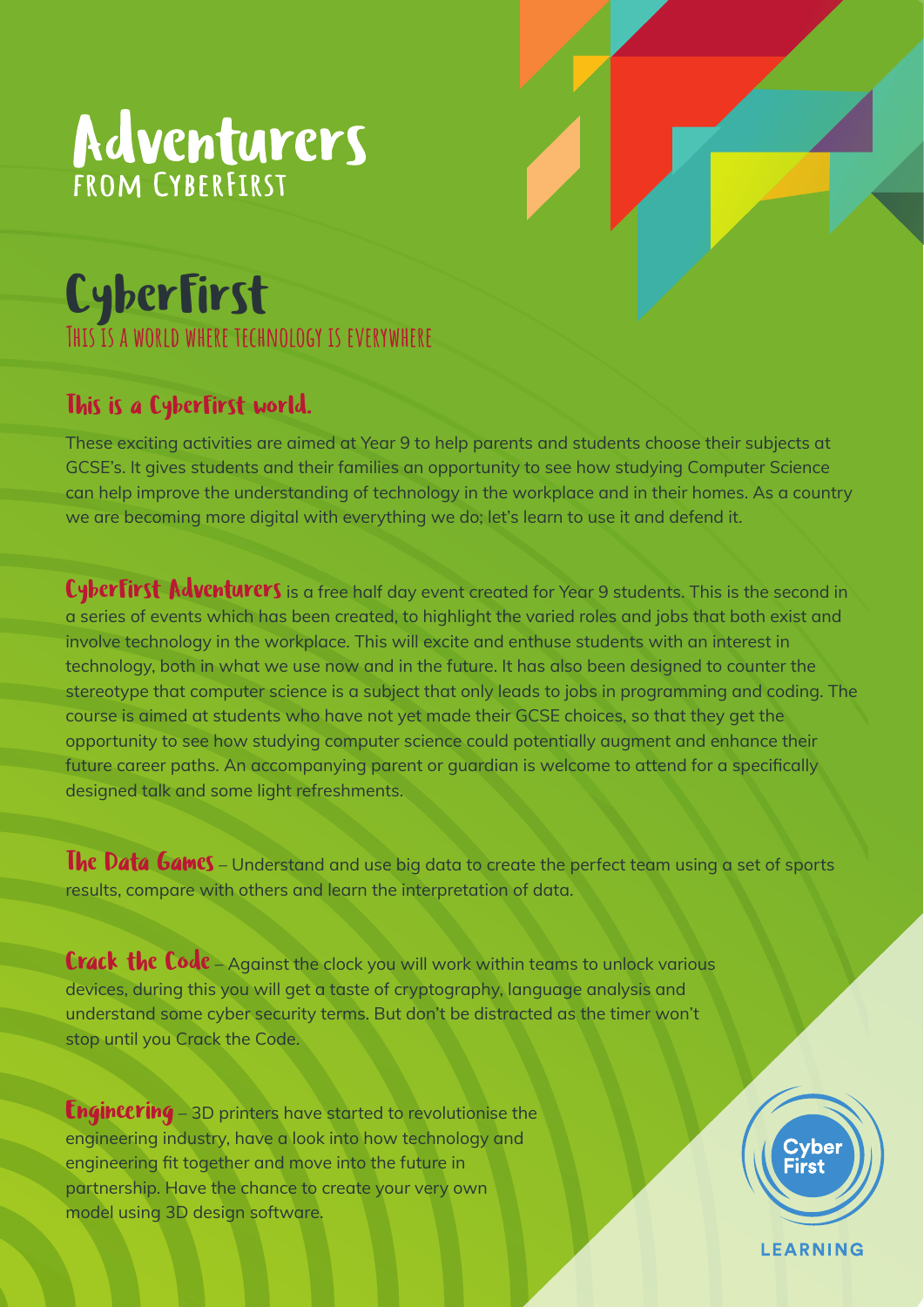# Adventurers
## FROM CYBERFIRST

# CyberFirst
## THIS IS A WORLD WHERE TECHNOLOGY IS EVERYWHERE

### This is a CyberFirst world.

These exciting activities are aimed at Year 9 to help parents and students choose their subjects at GCSE's. It gives students and their families an opportunity to see how studying Computer Science can help improve the understanding of technology in the workplace and in their homes. As a country we are becoming more digital with everything we do; let's learn to use it and defend it.

**CyberFirst Adventurers** is a free half day event created for Year 9 students. This is the second in a series of events which has been created, to highlight the varied roles and jobs that both exist and involve technology in the workplace. This will excite and enthuse students with an interest in technology, both in what we use now and in the future. It has also been designed to counter the stereotype that computer science is a subject that only leads to jobs in programming and coding. The course is aimed at students who have not yet made their GCSE choices, so that they get the opportunity to see how studying computer science could potentially augment and enhance their future career paths. An accompanying parent or guardian is welcome to attend for a specifically designed talk and some light refreshments.

**The Data Games** – Understand and use big data to create the perfect team using a set of sports results, compare with others and learn the interpretation of data.

**Crack the Code** – Against the clock you will work within teams to unlock various devices, during this you will get a taste of cryptography, language analysis and understand some cyber security terms. But don't be distracted as the timer won't stop until you Crack the Code.

**Engineering** – 3D printers have started to revolutionise the engineering industry, have a look into how technology and engineering fit together and move into the future in partnership. Have the chance to create your very own model using 3D design software.

Cyber First

LEARNING